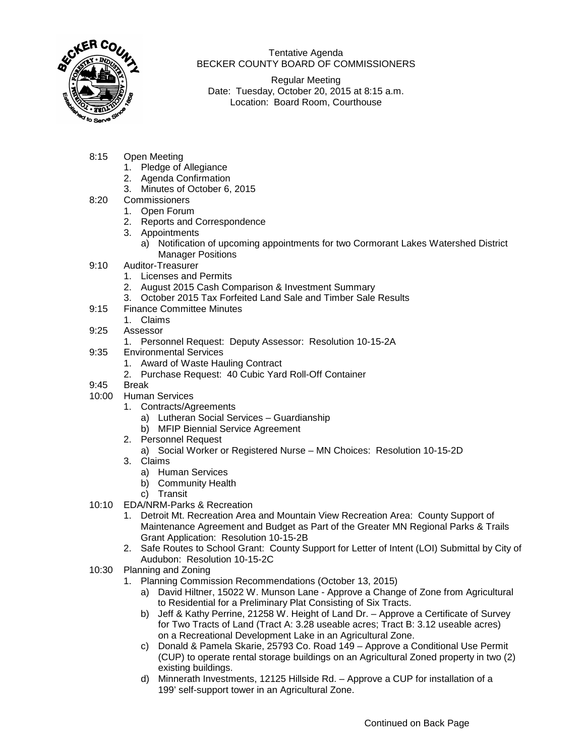Tentative Agenda
BECKER COUNTY BOARD OF COMMISSIONERS

Regular Meeting
Date: Tuesday, October 20, 2015 at 8:15 a.m.
Location: Board Room, Courthouse

8:15 Open Meeting
1. Pledge of Allegiance
2. Agenda Confirmation
3. Minutes of October 6, 2015

8:20 Commissioners
1. Open Forum
2. Reports and Correspondence
3. Appointments
   a) Notification of upcoming appointments for two Cormorant Lakes Watershed District Manager Positions

9:10 Auditor-Treasurer
1. Licenses and Permits
2. August 2015 Cash Comparison & Investment Summary
3. October 2015 Tax Forfeited Land Sale and Timber Sale Results

9:15 Finance Committee Minutes
1. Claims

9:25 Assessor
1. Personnel Request: Deputy Assessor: Resolution 10-15-2A

9:35 Environmental Services
1. Award of Waste Hauling Contract
2. Purchase Request: 40 Cubic Yard Roll-Off Container

9:45 Break

10:00 Human Services
1. Contracts/Agreements
   a) Lutheran Social Services – Guardianship
   b) MFIP Biennial Service Agreement
2. Personnel Request
   a) Social Worker or Registered Nurse – MN Choices: Resolution 10-15-2D
3. Claims
   a) Human Services
   b) Community Health
   c) Transit

10:10 EDA/NRM-Parks & Recreation
1. Detroit Mt. Recreation Area and Mountain View Recreation Area: County Support of Maintenance Agreement and Budget as Part of the Greater MN Regional Parks & Trails Grant Application: Resolution 10-15-2B
2. Safe Routes to School Grant: County Support for Letter of Intent (LOI) Submittal by City of Audubon: Resolution 10-15-2C

10:30 Planning and Zoning
1. Planning Commission Recommendations (October 13, 2015)
   a) David Hiltner, 15022 W. Munson Lane - Approve a Change of Zone from Agricultural to Residential for a Preliminary Plat Consisting of Six Tracts.
   b) Jeff & Kathy Perrine, 21258 W. Height of Land Dr. – Approve a Certificate of Survey for Two Tracts of Land (Tract A: 3.28 useable acres; Tract B: 3.12 useable acres) on a Recreational Development Lake in an Agricultural Zone.
   c) Donald & Pamela Skarie, 25793 Co. Road 149 – Approve a Conditional Use Permit (CUP) to operate rental storage buildings on an Agricultural Zoned property in two (2) existing buildings.
   d) Minnerath Investments, 12125 Hillside Rd. – Approve a CUP for installation of a 199' self-support tower in an Agricultural Zone.

Continued on Back Page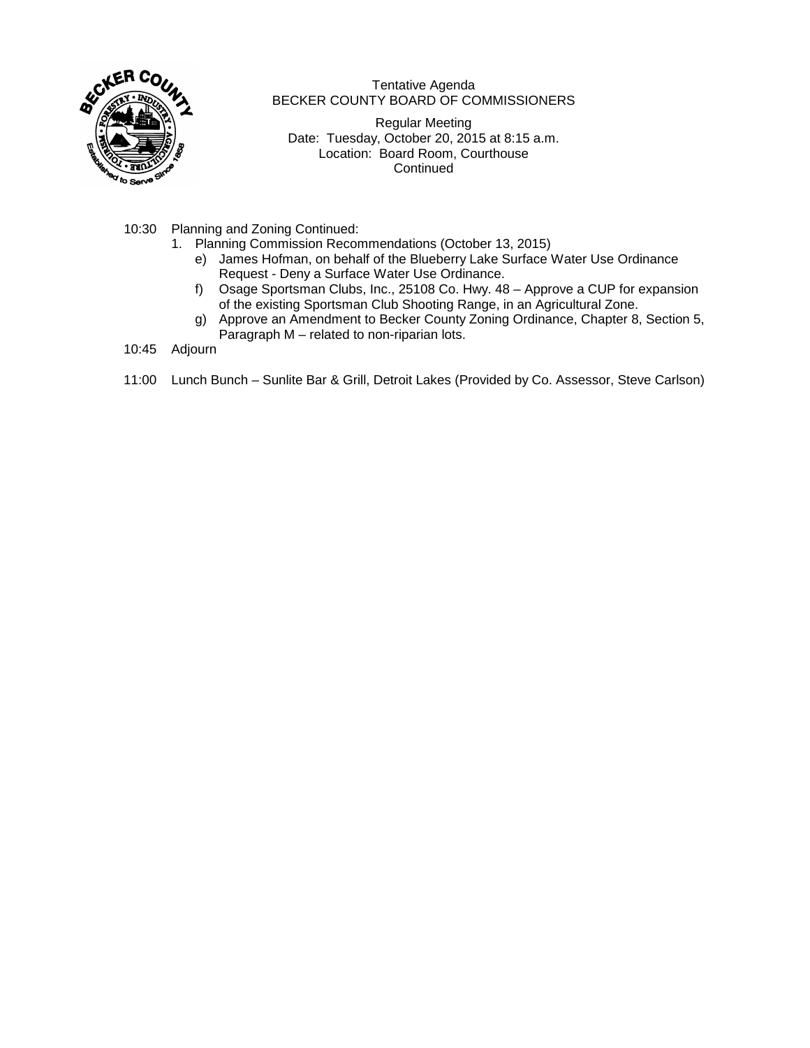Tentative Agenda
BECKER COUNTY BOARD OF COMMISSIONERS

Regular Meeting
Date: Tuesday, October 20, 2015 at 8:15 a.m.
Location: Board Room, Courthouse
Continued

10:30 Planning and Zoning Continued:

1. Planning Commission Recommendations (October 13, 2015)
   e) James Hofman, on behalf of the Blueberry Lake Surface Water Use Ordinance Request - Deny a Surface Water Use Ordinance.
   f) Osage Sportsman Clubs, Inc., 25108 Co. Hwy. 48 – Approve a CUP for expansion of the existing Sportsman Club Shooting Range, in an Agricultural Zone.
   g) Approve an Amendment to Becker County Zoning Ordinance, Chapter 8, Section 5, Paragraph M – related to non-riparian lots.

10:45 Adjourn

11:00 Lunch Bunch – Sunlite Bar & Grill, Detroit Lakes (Provided by Co. Assessor, Steve Carlson)